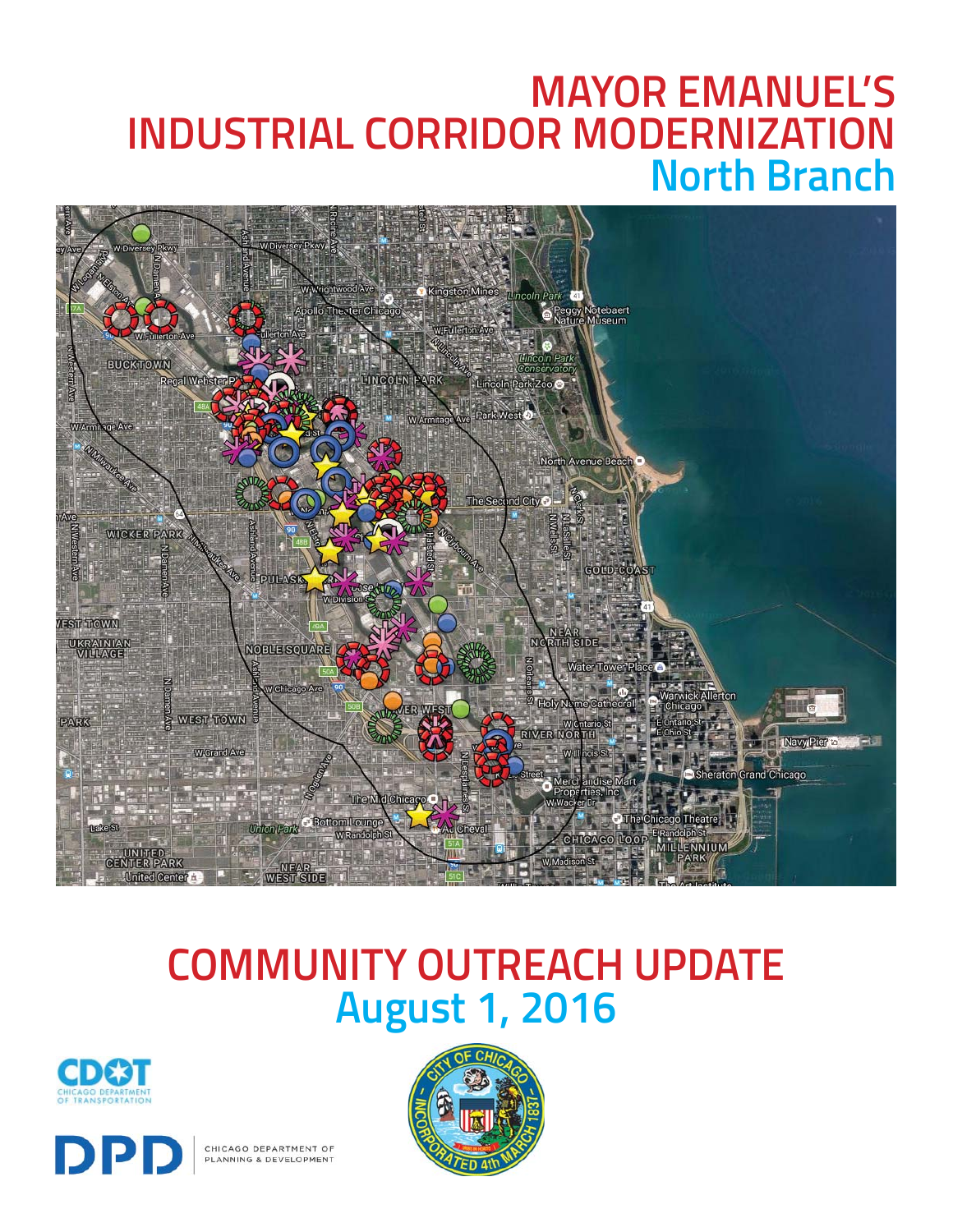# MAYOR EMANUEL'S INDUSTRIAL CORRIDOR MODERNIZATION

## North Branch

# COMMUNITY OUTREACH UPDATE

## August 1, 2016

CDOT CHICAGO DEPARTMENT OF TRANSPORTATION

DPD CHICAGO DEPARTMENT OF PLANNING & DEVELOPMENT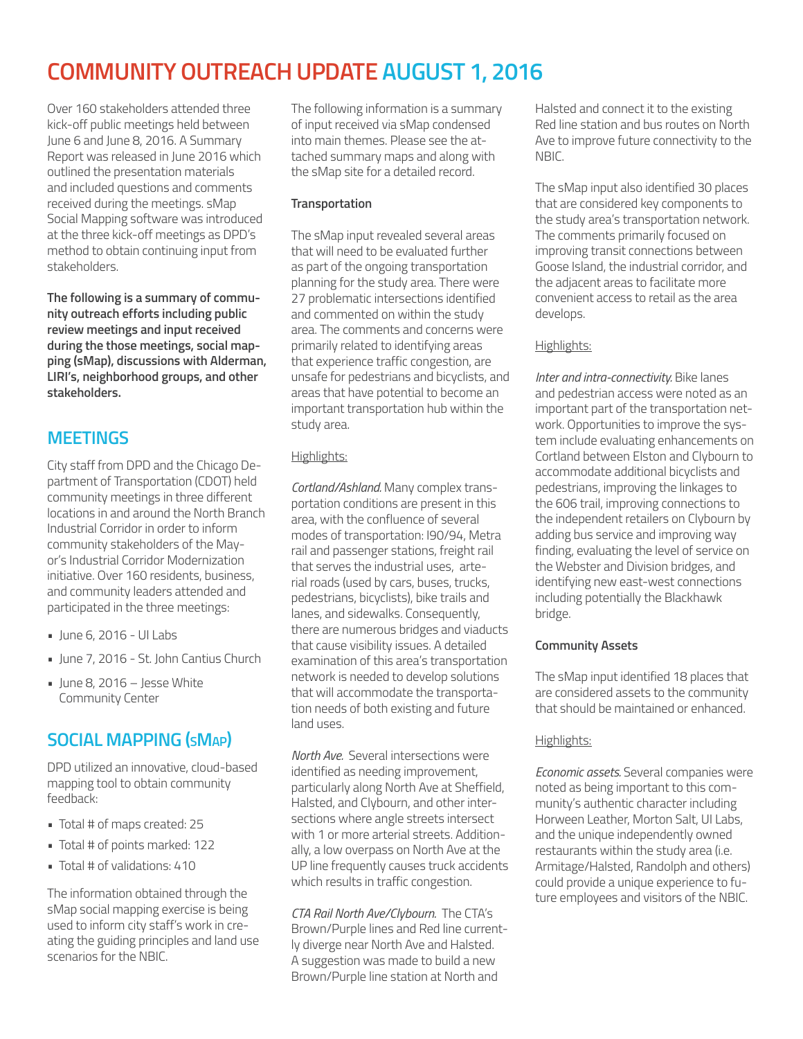# COMMUNITY OUTREACH UPDATE AUGUST 1, 2016

Over 160 stakeholders attended three kick-off public meetings held between June 6 and June 8, 2016. A Summary Report was released in June 2016 which outlined the presentation materials and included questions and comments received during the meetings. sMap Social Mapping software was introduced at the three kick-off meetings as DPD's method to obtain continuing input from stakeholders.

**The following is a summary of community outreach efforts including public review meetings and input received during the those meetings, social mapping (sMap), discussions with Alderman, LIRI's, neighborhood groups, and other stakeholders.**

## MEETINGS

City staff from DPD and the Chicago Department of Transportation (CDOT) held community meetings in three different locations in and around the North Branch Industrial Corridor in order to inform community stakeholders of the Mayor's Industrial Corridor Modernization initiative. Over 160 residents, business, and community leaders attended and participated in the three meetings:

- June 6, 2016 - UI Labs
- June 7, 2016 - St. John Cantius Church
- June 8, 2016 – Jesse White Community Center

## SOCIAL MAPPING (sMap)

DPD utilized an innovative, cloud-based mapping tool to obtain community feedback:

- Total # of maps created: 25
- Total # of points marked: 122
- Total # of validations: 410

The information obtained through the sMap social mapping exercise is being used to inform city staff's work in creating the guiding principles and land use scenarios for the NBIC.

The following information is a summary of input received via sMap condensed into main themes. Please see the attached summary maps and along with the sMap site for a detailed record.

**Transportation**

The sMap input revealed several areas that will need to be evaluated further as part of the ongoing transportation planning for the study area. There were 27 problematic intersections identified and commented on within the study area. The comments and concerns were primarily related to identifying areas that experience traffic congestion, are unsafe for pedestrians and bicyclists, and areas that have potential to become an important transportation hub within the study area.

Highlights:

*Cortland/Ashland.* Many complex transportation conditions are present in this area, with the confluence of several modes of transportation: I90/94, Metra rail and passenger stations, freight rail that serves the industrial uses, arterial roads (used by cars, buses, trucks, pedestrians, bicyclists), bike trails and lanes, and sidewalks. Consequently, there are numerous bridges and viaducts that cause visibility issues. A detailed examination of this area's transportation network is needed to develop solutions that will accommodate the transportation needs of both existing and future land uses.

*North Ave.* Several intersections were identified as needing improvement, particularly along North Ave at Sheffield, Halsted, and Clybourn, and other intersections where angle streets intersect with 1 or more arterial streets. Additionally, a low overpass on North Ave at the UP line frequently causes truck accidents which results in traffic congestion.

*CTA Rail North Ave/Clybourn.* The CTA's Brown/Purple lines and Red line currently diverge near North Ave and Halsted. A suggestion was made to build a new Brown/Purple line station at North and Halsted and connect it to the existing Red line station and bus routes on North Ave to improve future connectivity to the NBIC.

The sMap input also identified 30 places that are considered key components to the study area's transportation network. The comments primarily focused on improving transit connections between Goose Island, the industrial corridor, and the adjacent areas to facilitate more convenient access to retail as the area develops.

Highlights:

*Inter and intra-connectivity.* Bike lanes and pedestrian access were noted as an important part of the transportation network. Opportunities to improve the system include evaluating enhancements on Cortland between Elston and Clybourn to accommodate additional bicyclists and pedestrians, improving the linkages to the 606 trail, improving connections to the independent retailers on Clybourn by adding bus service and improving way finding, evaluating the level of service on the Webster and Division bridges, and identifying new east-west connections including potentially the Blackhawk bridge.

**Community Assets**

The sMap input identified 18 places that are considered assets to the community that should be maintained or enhanced.

Highlights:

*Economic assets.* Several companies were noted as being important to this community's authentic character including Horween Leather, Morton Salt, UI Labs, and the unique independently owned restaurants within the study area (i.e. Armitage/Halsted, Randolph and others) could provide a unique experience to future employees and visitors of the NBIC.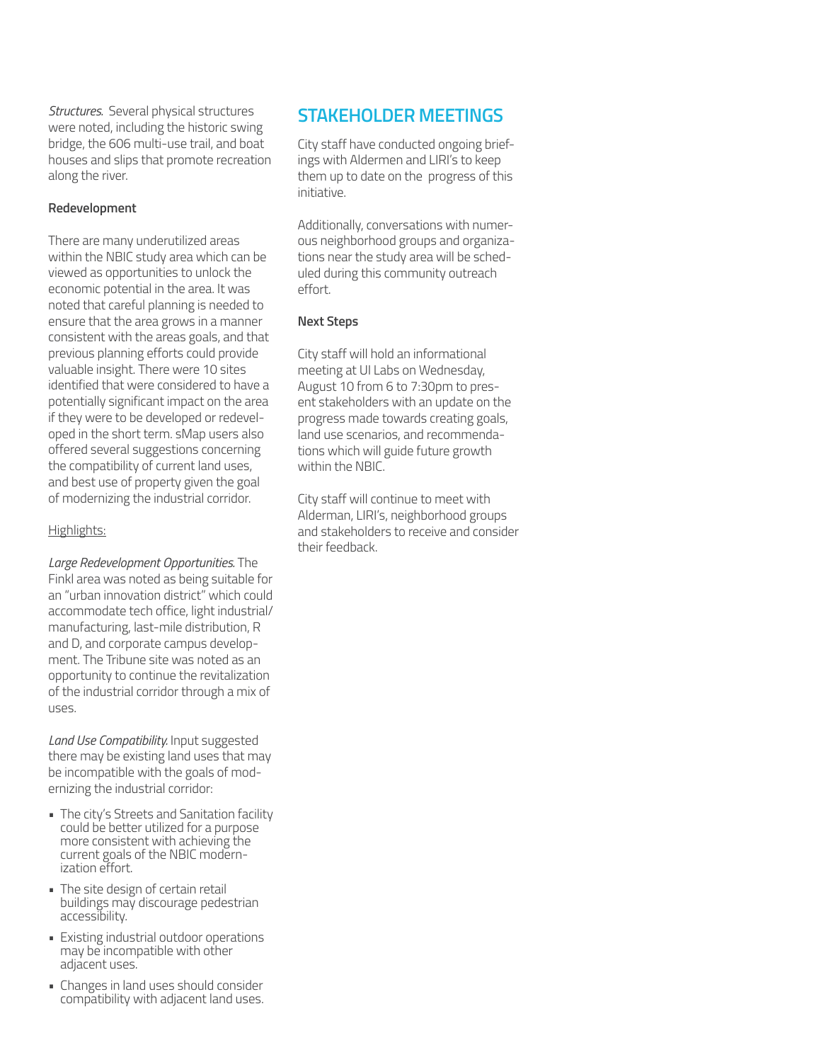*Structures.* Several physical structures were noted, including the historic swing bridge, the 606 multi-use trail, and boat houses and slips that promote recreation along the river.

**Redevelopment**

There are many underutilized areas within the NBIC study area which can be viewed as opportunities to unlock the economic potential in the area. It was noted that careful planning is needed to ensure that the area grows in a manner consistent with the areas goals, and that previous planning efforts could provide valuable insight. There were 10 sites identified that were considered to have a potentially significant impact on the area if they were to be developed or redeveloped in the short term. sMap users also offered several suggestions concerning the compatibility of current land uses, and best use of property given the goal of modernizing the industrial corridor.

Highlights:

*Large Redevelopment Opportunities.* The Finkl area was noted as being suitable for an "urban innovation district" which could accommodate tech office, light industrial/ manufacturing, last-mile distribution, R and D, and corporate campus development. The Tribune site was noted as an opportunity to continue the revitalization of the industrial corridor through a mix of uses.

*Land Use Compatibility.* Input suggested there may be existing land uses that may be incompatible with the goals of modernizing the industrial corridor:

- The city's Streets and Sanitation facility could be better utilized for a purpose more consistent with achieving the current goals of the NBIC modernization effort.
- The site design of certain retail buildings may discourage pedestrian accessibility.
- Existing industrial outdoor operations may be incompatible with other adjacent uses.
- Changes in land uses should consider compatibility with adjacent land uses.

## STAKEHOLDER MEETINGS

City staff have conducted ongoing briefings with Aldermen and LIRI's to keep them up to date on the progress of this initiative.

Additionally, conversations with numerous neighborhood groups and organizations near the study area will be scheduled during this community outreach effort.

**Next Steps**

City staff will hold an informational meeting at UI Labs on Wednesday, August 10 from 6 to 7:30pm to present stakeholders with an update on the progress made towards creating goals, land use scenarios, and recommendations which will guide future growth within the NBIC.

City staff will continue to meet with Alderman, LIRI's, neighborhood groups and stakeholders to receive and consider their feedback.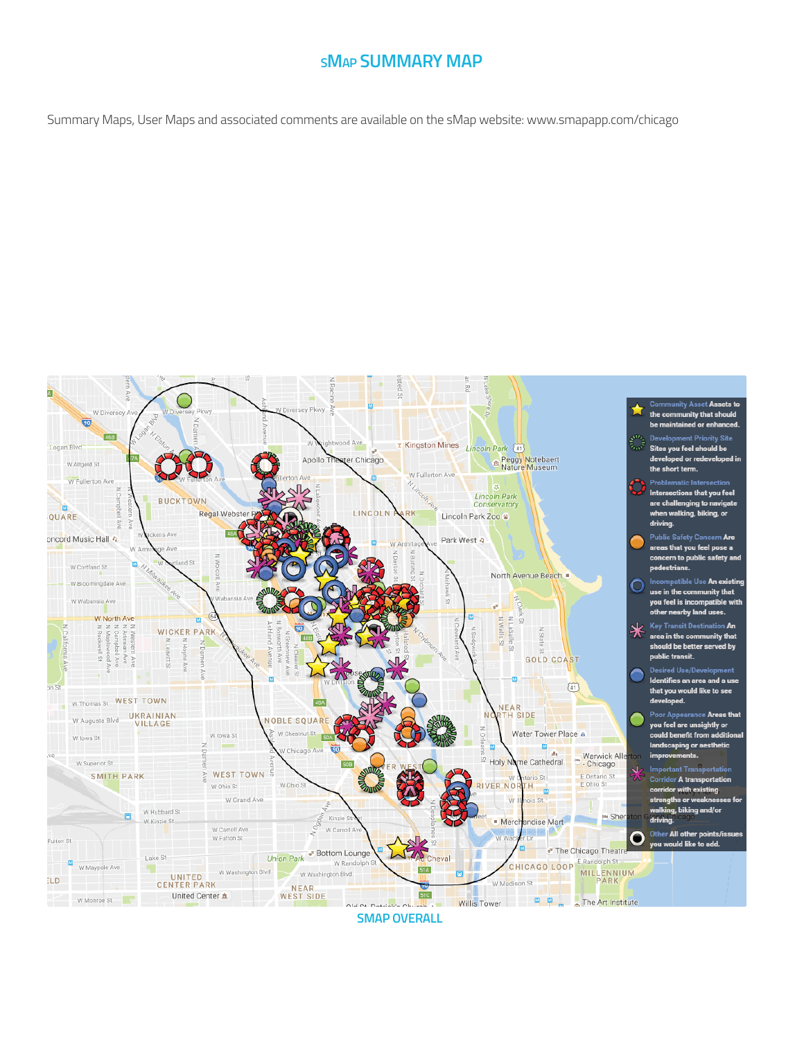## sMap SUMMARY MAP

Summary Maps, User Maps and associated comments are available on the sMap website: www.smapapp.com/chicago

Community Asset Assets to the community that should be maintained or enhanced.

Development Priority Site Sites you feel should be developed or redeveloped in the short term.

Problematic Intersection Intersections that you feel are challenging to navigate when walking, biking, or driving.

Public Safety Concern Are areas that you feel pose a concern to public safety and pedestrians.

Incompatible Use An existing use in the community that you feel is incompatible with other nearby land uses.

Key Transit Destination An area in the community that should be better served by public transit.

Desired Use/Development Identifies an area and a use that you would like to see developed.

Poor Appearance Areas that you feel are unsightly or could benefit from additional landscaping or aesthetic improvements.

Important Transportation Corridor A transportation corridor with existing strengths or weaknesses for walking, biking and/or driving.

Other All other points/issues you would like to add.

SMAP OVERALL